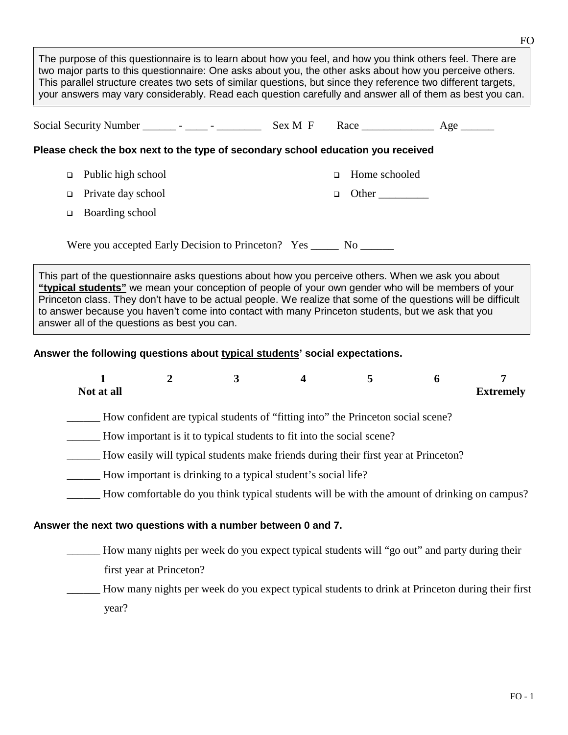The purpose of this questionnaire is to learn about how you feel, and how you think others feel. There are two major parts to this questionnaire: One asks about you, the other asks about how you perceive others. This parallel structure creates two sets of similar questions, but since they reference two different targets, your answers may vary considerably. Read each question carefully and answer all of them as best you can.

Social Security Number ______ - ____ - ________ Sex M F Race _____________ Age ______

**Please check the box next to the type of secondary school education you received**

- ❑ Public high school
- ❑ Private day school
- ❑ Boarding school
- ❑ Home schooled
- ❑ Other _________

Were you accepted Early Decision to Princeton? Yes _____ No ______

This part of the questionnaire asks questions about how you perceive others. When we ask you about **"typical students"** we mean your conception of people of your own gender who will be members of your Princeton class. They don't have to be actual people. We realize that some of the questions will be difficult to answer because you haven't come into contact with many Princeton students, but we ask that you answer all of the questions as best you can.

**Answer the following questions about typical students' social expectations.**

| 1 | 2 | 3 | 4 | 5 | 6 | 7 |
|---|---|---|---|---|---|---|
| Not at all | | | | | | Extremely |

______ How confident are typical students of "fitting into" the Princeton social scene?

______ How important is it to typical students to fit into the social scene?

______ How easily will typical students make friends during their first year at Princeton?

______ How important is drinking to a typical student's social life?

______ How comfortable do you think typical students will be with the amount of drinking on campus?

**Answer the next two questions with a number between 0 and 7.**

______ How many nights per week do you expect typical students will "go out" and party during their first year at Princeton?

______ How many nights per week do you expect typical students to drink at Princeton during their first year?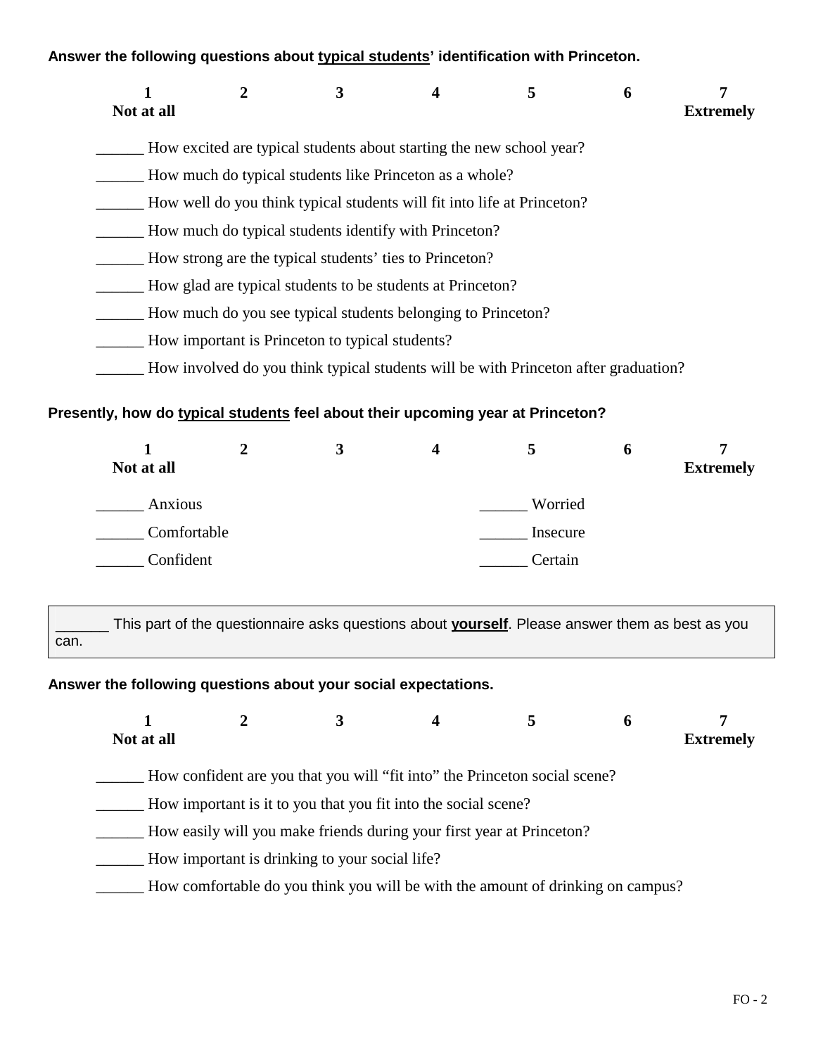**Answer the following questions about <u>typical students</u>' identification with Princeton.**

| 1 | 2 | 3 | 4 | 5 | 6 | 7 |
|---|---|---|---|---|---|---|
| Not at all | | | | | | Extremely |

______ How excited are typical students about starting the new school year?

______ How much do typical students like Princeton as a whole?

______ How well do you think typical students will fit into life at Princeton?

______ How much do typical students identify with Princeton?

______ How strong are the typical students' ties to Princeton?

______ How glad are typical students to be students at Princeton?

______ How much do you see typical students belonging to Princeton?

______ How important is Princeton to typical students?

______ How involved do you think typical students will be with Princeton after graduation?

**Presently, how do <u>typical students</u> feel about their upcoming year at Princeton?**

| 1 | 2 | 3 | 4 | 5 | 6 | 7 |
|---|---|---|---|---|---|---|
| Not at all | | | | | | Extremely |

______ Anxious

______ Comfortable

______ Confident

______ Worried

______ Insecure

______ Certain

______ This part of the questionnaire asks questions about **<u>yourself</u>**. Please answer them as best as you can.

**Answer the following questions about your social expectations.**

| 1 | 2 | 3 | 4 | 5 | 6 | 7 |
|---|---|---|---|---|---|---|
| Not at all | | | | | | Extremely |

______ How confident are you that you will "fit into" the Princeton social scene?

______ How important is it to you that you fit into the social scene?

______ How easily will you make friends during your first year at Princeton?

______ How important is drinking to your social life?

______ How comfortable do you think you will be with the amount of drinking on campus?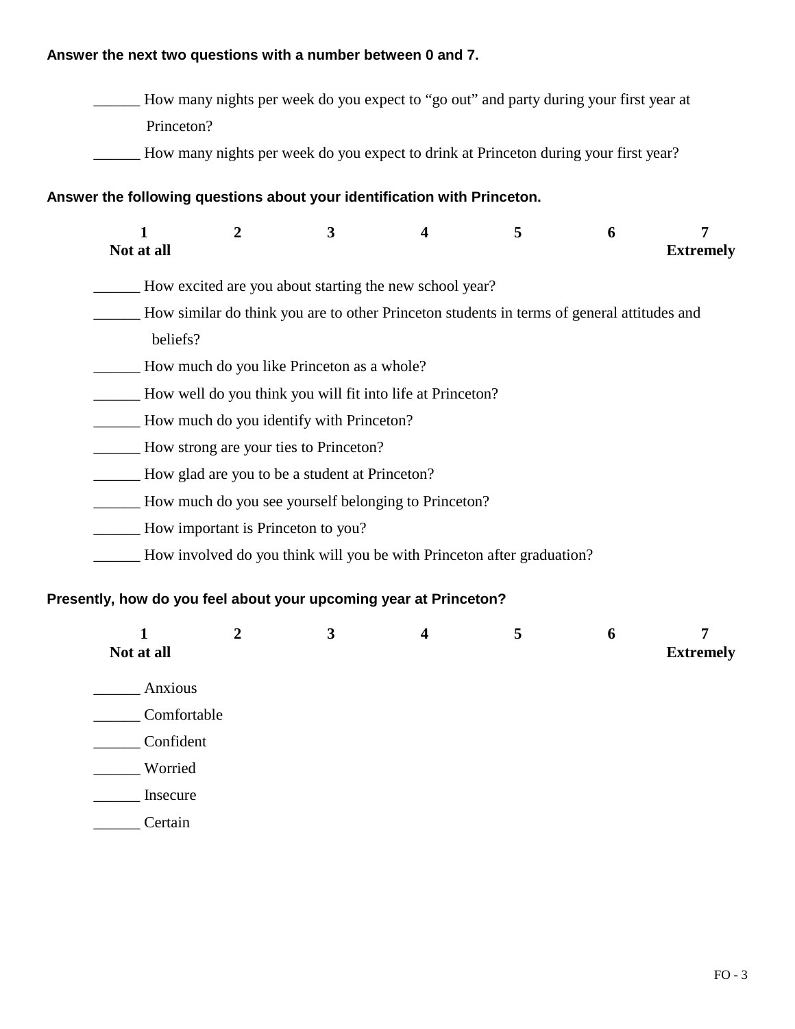**Answer the next two questions with a number between 0 and 7.**

______ How many nights per week do you expect to “go out” and party during your first year at Princeton?

______ How many nights per week do you expect to drink at Princeton during your first year?

**Answer the following questions about your identification with Princeton.**

| 1 | 2 | 3 | 4 | 5 | 6 | 7 |
|---|---|---|---|---|---|---|
| Not at all | | | | | | Extremely |

______ How excited are you about starting the new school year?

______ How similar do think you are to other Princeton students in terms of general attitudes and beliefs?

______ How much do you like Princeton as a whole?

______ How well do you think you will fit into life at Princeton?

______ How much do you identify with Princeton?

______ How strong are your ties to Princeton?

______ How glad are you to be a student at Princeton?

______ How much do you see yourself belonging to Princeton?

______ How important is Princeton to you?

______ How involved do you think will you be with Princeton after graduation?

**Presently, how do you feel about your upcoming year at Princeton?**

| 1 | 2 | 3 | 4 | 5 | 6 | 7 |
|---|---|---|---|---|---|---|
| Not at all | | | | | | Extremely |

______ Anxious

______ Comfortable

______ Confident

______ Worried

______ Insecure

______ Certain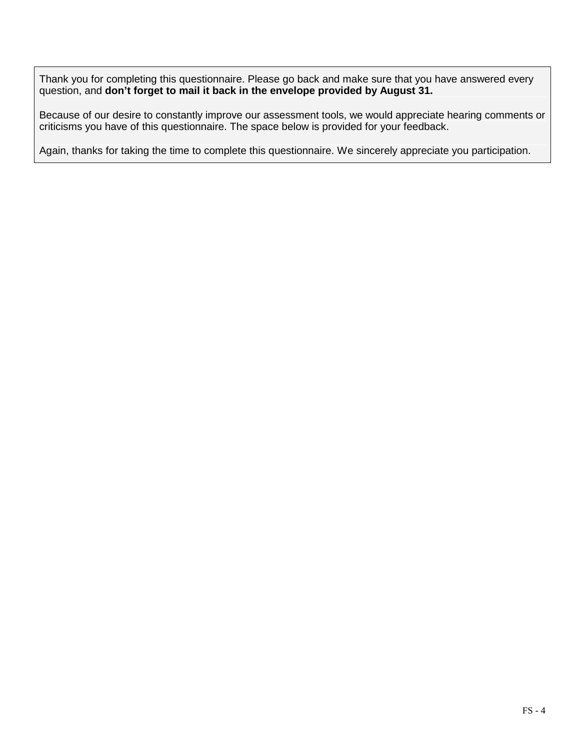Thank you for completing this questionnaire. Please go back and make sure that you have answered every question, and **don't forget to mail it back in the envelope provided by August 31.**

Because of our desire to constantly improve our assessment tools, we would appreciate hearing comments or criticisms you have of this questionnaire. The space below is provided for your feedback.

Again, thanks for taking the time to complete this questionnaire. We sincerely appreciate you participation.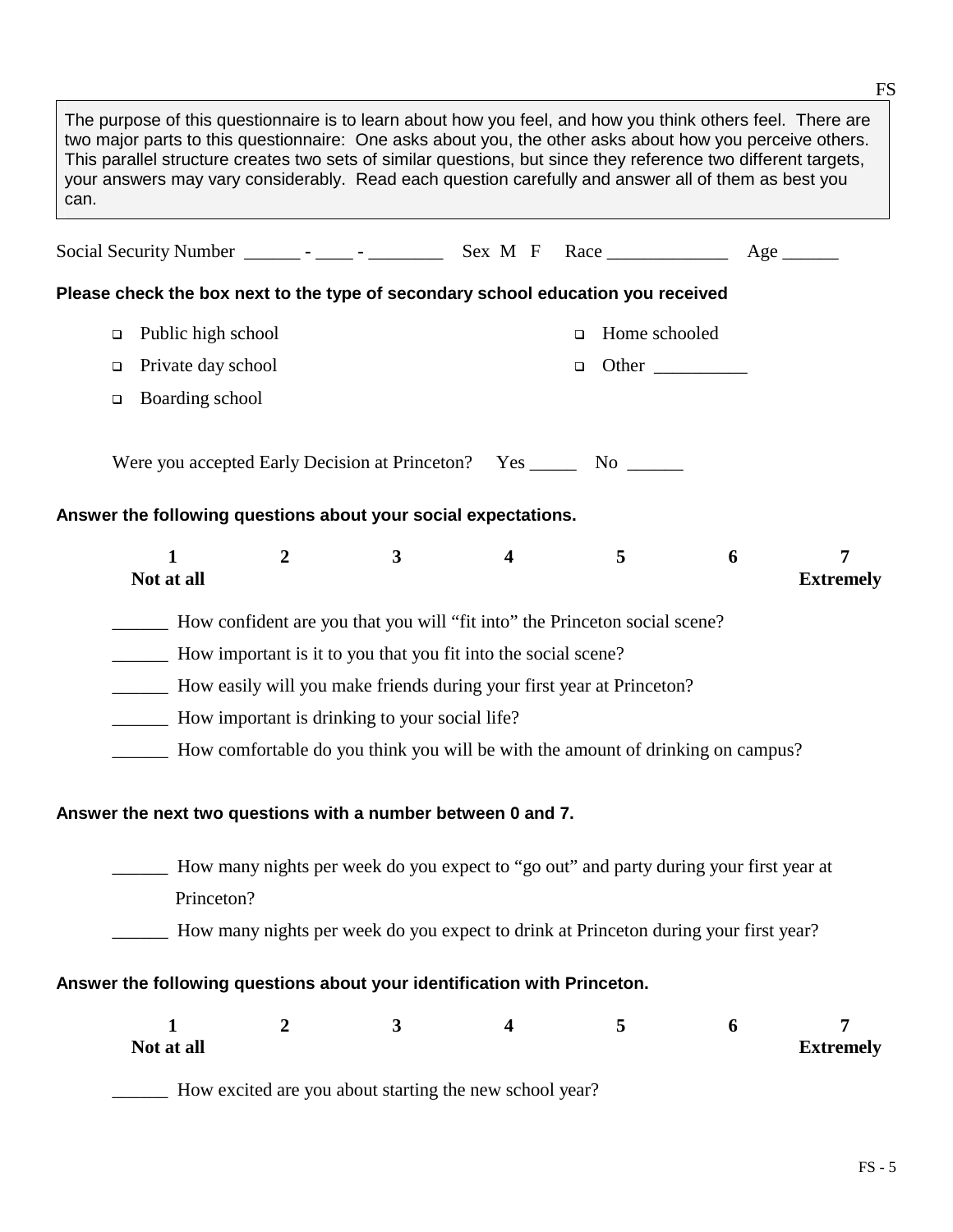> The purpose of this questionnaire is to learn about how you feel, and how you think others feel. There are two major parts to this questionnaire: One asks about you, the other asks about how you perceive others. This parallel structure creates two sets of similar questions, but since they reference two different targets, your answers may vary considerably. Read each question carefully and answer all of them as best you can.

Social Security Number ______ - ____ - ________ Sex M F Race _____________ Age ______

**Please check the box next to the type of secondary school education you received**

- ❑ Public high school
- ❑ Private day school
- ❑ Boarding school
- ❑ Home schooled
- ❑ Other __________

Were you accepted Early Decision at Princeton? Yes _____ No ______

**Answer the following questions about your social expectations.**

| 1 | 2 | 3 | 4 | 5 | 6 | 7 |
|---|---|---|---|---|---|---|
| **Not at all** | | | | | | **Extremely** |

______ How confident are you that you will "fit into" the Princeton social scene?

______ How important is it to you that you fit into the social scene?

______ How easily will you make friends during your first year at Princeton?

______ How important is drinking to your social life?

______ How comfortable do you think you will be with the amount of drinking on campus?

**Answer the next two questions with a number between 0 and 7.**

______ How many nights per week do you expect to "go out" and party during your first year at Princeton?

______ How many nights per week do you expect to drink at Princeton during your first year?

**Answer the following questions about your identification with Princeton.**

| 1 | 2 | 3 | 4 | 5 | 6 | 7 |
|---|---|---|---|---|---|---|
| **Not at all** | | | | | | **Extremely** |

______ How excited are you about starting the new school year?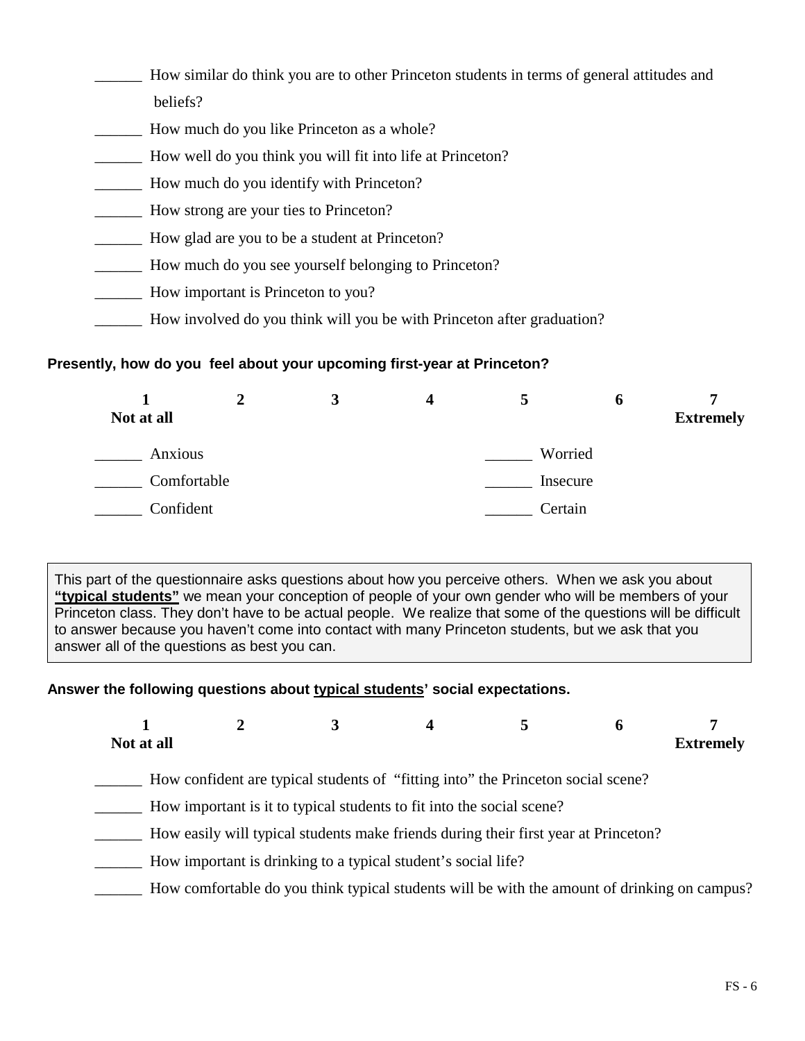______ How similar do think you are to other Princeton students in terms of general attitudes and beliefs?

______ How much do you like Princeton as a whole?

______ How well do you think you will fit into life at Princeton?

______ How much do you identify with Princeton?

______ How strong are your ties to Princeton?

______ How glad are you to be a student at Princeton?

______ How much do you see yourself belonging to Princeton?

______ How important is Princeton to you?

______ How involved do you think will you be with Princeton after graduation?

**Presently, how do you feel about your upcoming first-year at Princeton?**

| 1 | 2 | 3 | 4 | 5 | 6 | 7 |
|---|---|---|---|---|---|---|
| **Not at all** | | | | | | **Extremely** |

______ Anxious

______ Comfortable

______ Confident

______ Worried

______ Insecure

______ Certain

This part of the questionnaire asks questions about how you perceive others. When we ask you about **"typical students"** we mean your conception of people of your own gender who will be members of your Princeton class. They don't have to be actual people. We realize that some of the questions will be difficult to answer because you haven't come into contact with many Princeton students, but we ask that you answer all of the questions as best you can.

**Answer the following questions about typical students' social expectations.**

| 1 | 2 | 3 | 4 | 5 | 6 | 7 |
|---|---|---|---|---|---|---|
| **Not at all** | | | | | | **Extremely** |

______ How confident are typical students of "fitting into" the Princeton social scene?

______ How important is it to typical students to fit into the social scene?

______ How easily will typical students make friends during their first year at Princeton?

______ How important is drinking to a typical student's social life?

______ How comfortable do you think typical students will be with the amount of drinking on campus?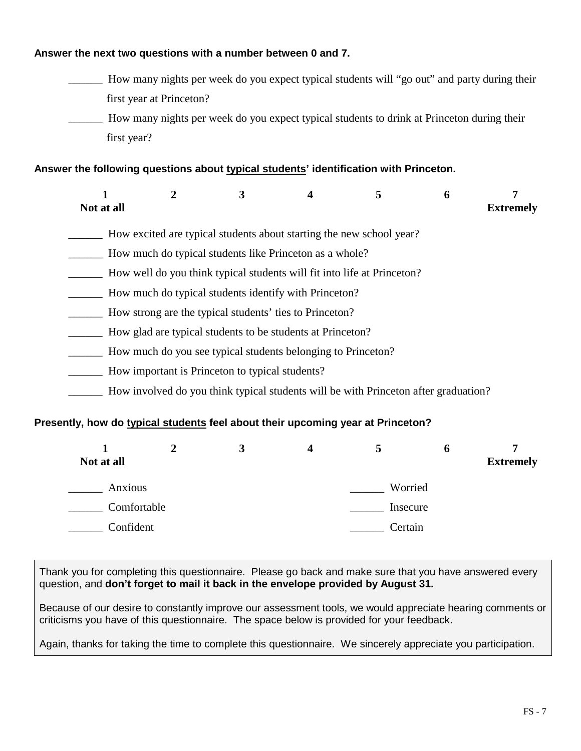**Answer the next two questions with a number between 0 and 7.**

______ How many nights per week do you expect typical students will "go out" and party during their first year at Princeton?

______ How many nights per week do you expect typical students to drink at Princeton during their first year?

**Answer the following questions about typical students' identification with Princeton.**

| 1 | 2 | 3 | 4 | 5 | 6 | 7 |
|---|---|---|---|---|---|---|
| Not at all | | | | | | Extremely |

______ How excited are typical students about starting the new school year?

______ How much do typical students like Princeton as a whole?

______ How well do you think typical students will fit into life at Princeton?

______ How much do typical students identify with Princeton?

______ How strong are the typical students' ties to Princeton?

______ How glad are typical students to be students at Princeton?

______ How much do you see typical students belonging to Princeton?

______ How important is Princeton to typical students?

______ How involved do you think typical students will be with Princeton after graduation?

**Presently, how do typical students feel about their upcoming year at Princeton?**

| 1 | 2 | 3 | 4 | 5 | 6 | 7 |
|---|---|---|---|---|---|---|
| Not at all | | | | | | Extremely |

______ Anxious

______ Comfortable

______ Confident

______ Worried

______ Insecure

______ Certain

Thank you for completing this questionnaire. Please go back and make sure that you have answered every question, and **don't forget to mail it back in the envelope provided by August 31.**

Because of our desire to constantly improve our assessment tools, we would appreciate hearing comments or criticisms you have of this questionnaire. The space below is provided for your feedback.

Again, thanks for taking the time to complete this questionnaire. We sincerely appreciate you participation.